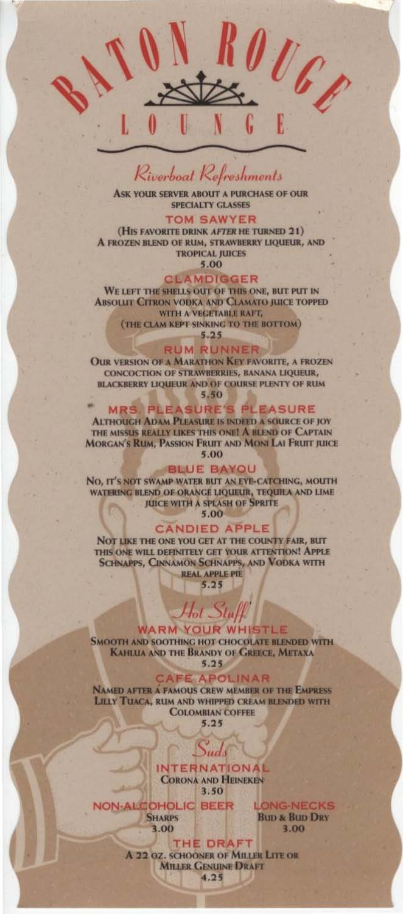# Baton Rouge Lounge

## *Riverboat Refreshments*

Ask your server about a purchase of our specialty glasses

### Tom Sawyer

(His favorite drink *after* he turned 21)
A frozen blend of rum, strawberry liqueur, and tropical juices
5.00

### Clamdigger

We left the shells out of this one, but put in Absolut Citron vodka and Clamato juice topped with a vegetable raft,
(the clam kept sinking to the bottom)
5.25

### Rum Runner

Our version of a Marathon Key favorite, a frozen concoction of strawberries, banana liqueur, blackberry liqueur and of course plenty of rum
5.50

### Mrs. Pleasure's Pleasure

Although Adam Pleasure is indeed a source of joy the missus really likes this one! A blend of Captain Morgan's Rum, Passion Fruit and Moni Lai Fruit juice
5.00

### Blue Bayou

No, it's not swamp water but an eye-catching, mouth watering blend of orange liqueur, tequila and lime juice with a splash of Sprite
5.00

### Candied Apple

Not like the one you get at the county fair, but this one will definitely get your attention! Apple Schnapps, Cinnamon Schnapps, and Vodka with real apple pie
5.25

## *Hot Stuff*

### Warm Your Whistle

Smooth and soothing hot chocolate blended with Kahlua and the Brandy of Greece, Metaxa
5.25

### Cafe Apolinar

Named after a famous crew member of the Empress Lilly Tuaca, rum and whipped cream blended with Colombian coffee
5.25

## *Suds*

### International

Corona and Heineken
3.50

### Non-Alcoholic Beer

Sharps
3.00

### Long-Necks

Bud & Bud Dry
3.00

### The Draft

A 22 oz. schooner of Miller Lite or Miller Genuine Draft
4.25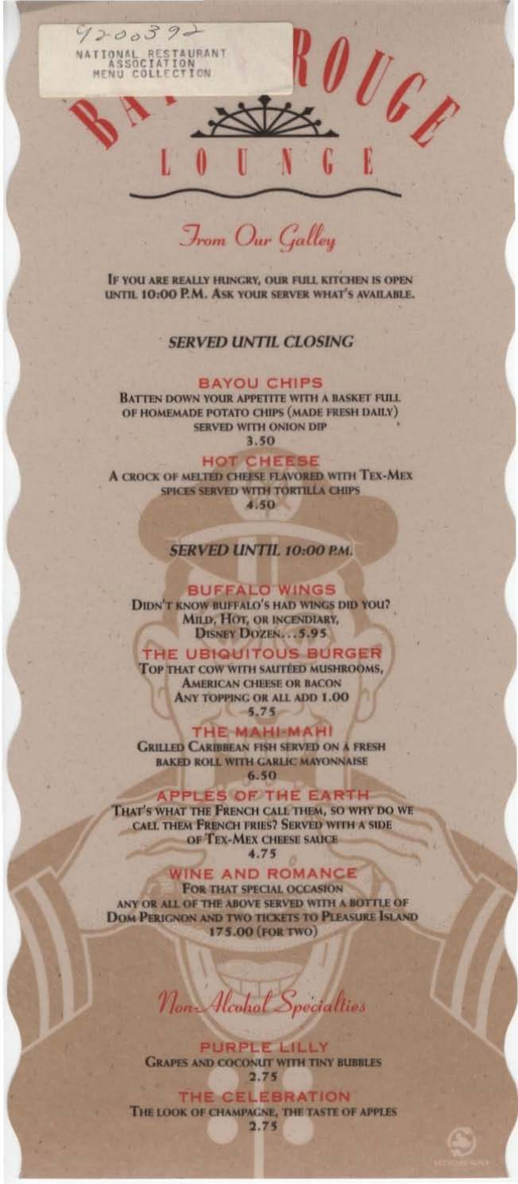920039?
NATIONAL RESTAURANT ASSOCIATION MENU COLLECTION

# BAYOU ROUGE LOUNGE

## From Our Galley

IF YOU ARE REALLY HUNGRY, OUR FULL KITCHEN IS OPEN UNTIL 10:00 P.M. ASK YOUR SERVER WHAT'S AVAILABLE.

### *SERVED UNTIL CLOSING*

**BAYOU CHIPS**
BATTEN DOWN YOUR APPETITE WITH A BASKET FULL OF HOMEMADE POTATO CHIPS (MADE FRESH DAILY) SERVED WITH ONION DIP
3.50

**HOT CHEESE**
A CROCK OF MELTED CHEESE FLAVORED WITH TEX-MEX SPICES SERVED WITH TORTILLA CHIPS
4.50

### *SERVED UNTIL 10:00 P.M.*

**BUFFALO WINGS**
DIDN'T KNOW BUFFALO'S HAD WINGS DID YOU?
MILD, HOT, OR INCENDIARY,
DISNEY DOZEN... 5.95

**THE UBIQUITOUS BURGER**
TOP THAT COW WITH SAUTÉED MUSHROOMS, AMERICAN CHEESE OR BACON
ANY TOPPING OR ALL ADD 1.00
5.75

**THE MAHI-MAHI**
GRILLED CARIBBEAN FISH SERVED ON A FRESH BAKED ROLL WITH GARLIC MAYONNAISE
6.50

**APPLES OF THE EARTH**
THAT'S WHAT THE FRENCH CALL THEM, SO WHY DO WE CALL THEM FRENCH FRIES? SERVED WITH A SIDE OF TEX-MEX CHEESE SAUCE
4.75

**WINE AND ROMANCE**
FOR THAT SPECIAL OCCASION
ANY OR ALL OF THE ABOVE SERVED WITH A BOTTLE OF DOM PERIGNON AND TWO TICKETS TO PLEASURE ISLAND
175.00 (FOR TWO)

## Non-Alcohol Specialties

**PURPLE LILLY**
GRAPES AND COCONUT WITH TINY BUBBLES
2.75

**THE CELEBRATION**
THE LOOK OF CHAMPAGNE, THE TASTE OF APPLES
2.75